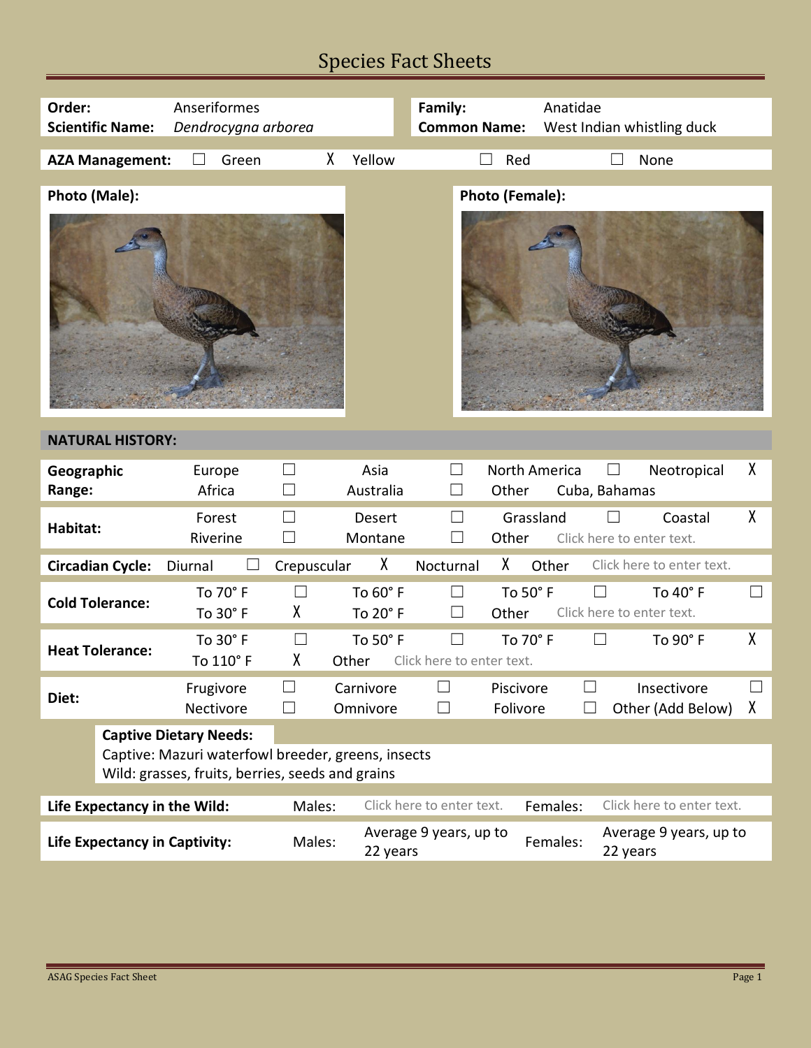# Species Fact Sheets

| | | | |
|---|---|---|---|
| **Order:** | Anseriformes | **Family:** | Anatidae |
| **Scientific Name:** | *Dendrocygna arborea* | **Common Name:** | West Indian whistling duck |

**AZA Management:** ☐ Green X Yellow ☐ Red ☐ None

**Photo (Male):**

**Photo (Female):**

## NATURAL HISTORY:

| | | | | | | | | |
|---|---|---|---|---|---|---|---|---|
| **Geographic Range:** | Europe | ☐ | Asia | ☐ | North America | ☐ | Neotropical | X |
| | Africa | ☐ | Australia | ☐ | Other | Cuba, Bahamas | | |
| **Habitat:** | Forest | ☐ | Desert | ☐ | Grassland | ☐ | Coastal | X |
| | Riverine | ☐ | Montane | ☐ | Other | Click here to enter text. | | |
| **Circadian Cycle:** | Diurnal | ☐ | Crepuscular | X | Nocturnal | X | Other | Click here to enter text. |
| **Cold Tolerance:** | To 70° F | ☐ | To 60° F | ☐ | To 50° F | ☐ | To 40° F | ☐ |
| | To 30° F | X | To 20° F | ☐ | Other | Click here to enter text. | | |
| **Heat Tolerance:** | To 30° F | ☐ | To 50° F | ☐ | To 70° F | ☐ | To 90° F | X |
| | To 110° F | X | Other | Click here to enter text. | | | | |
| **Diet:** | Frugivore | ☐ | Carnivore | ☐ | Piscivore | ☐ | Insectivore | ☐ |
| | Nectivore | ☐ | Omnivore | ☐ | Folivore | ☐ | Other (Add Below) | X |

**Captive Dietary Needs:**

Captive: Mazuri waterfowl breeder, greens, insects

Wild: grasses, fruits, berries, seeds and grains

| | | | | |
|---|---|---|---|---|
| **Life Expectancy in the Wild:** | Males: | Click here to enter text. | Females: | Click here to enter text. |
| **Life Expectancy in Captivity:** | Males: | Average 9 years, up to 22 years | Females: | Average 9 years, up to 22 years |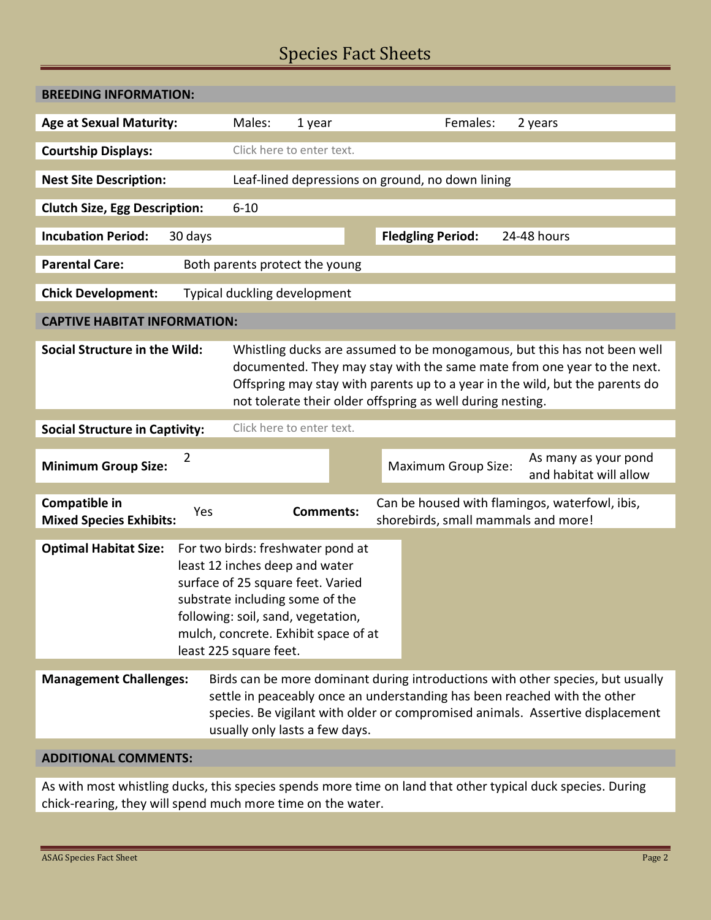# Species Fact Sheets

## BREEDING INFORMATION:

**Age at Sexual Maturity:** Males: 1 year Females: 2 years

**Courtship Displays:** Click here to enter text.

**Nest Site Description:** Leaf-lined depressions on ground, no down lining

**Clutch Size, Egg Description:** 6-10

**Incubation Period:** 30 days **Fledgling Period:** 24-48 hours

**Parental Care:** Both parents protect the young

**Chick Development:** Typical duckling development

## CAPTIVE HABITAT INFORMATION:

**Social Structure in the Wild:** Whistling ducks are assumed to be monogamous, but this has not been well documented. They may stay with the same mate from one year to the next. Offspring may stay with parents up to a year in the wild, but the parents do not tolerate their older offspring as well during nesting.

**Social Structure in Captivity:** Click here to enter text.

**Minimum Group Size:** 2 Maximum Group Size: As many as your pond and habitat will allow

**Compatible in Mixed Species Exhibits:** Yes **Comments:** Can be housed with flamingos, waterfowl, ibis, shorebirds, small mammals and more!

**Optimal Habitat Size:** For two birds: freshwater pond at least 12 inches deep and water surface of 25 square feet. Varied substrate including some of the following: soil, sand, vegetation, mulch, concrete. Exhibit space of at least 225 square feet.

**Management Challenges:** Birds can be more dominant during introductions with other species, but usually settle in peaceably once an understanding has been reached with the other species. Be vigilant with older or compromised animals. Assertive displacement usually only lasts a few days.

## ADDITIONAL COMMENTS:

As with most whistling ducks, this species spends more time on land that other typical duck species. During chick-rearing, they will spend much more time on the water.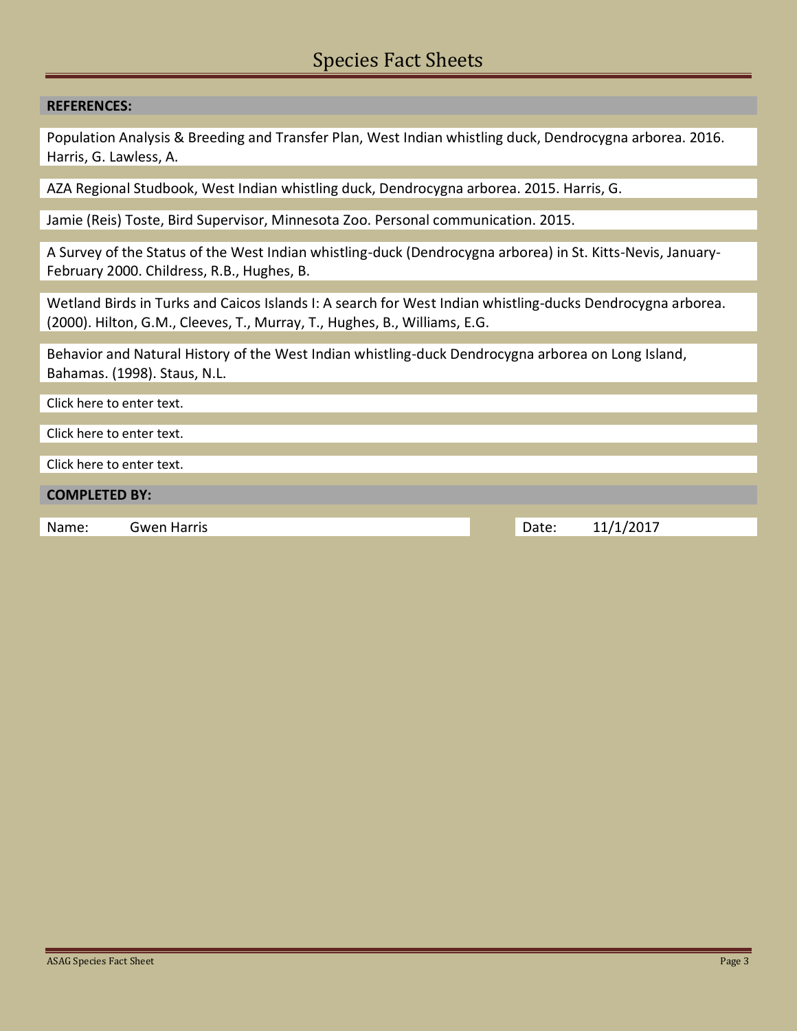# Species Fact Sheets

## REFERENCES:

Population Analysis & Breeding and Transfer Plan, West Indian whistling duck, Dendrocygna arborea. 2016. Harris, G. Lawless, A.

AZA Regional Studbook, West Indian whistling duck, Dendrocygna arborea. 2015. Harris, G.

Jamie (Reis) Toste, Bird Supervisor, Minnesota Zoo. Personal communication. 2015.

A Survey of the Status of the West Indian whistling-duck (Dendrocygna arborea) in St. Kitts-Nevis, January-February 2000. Childress, R.B., Hughes, B.

Wetland Birds in Turks and Caicos Islands I: A search for West Indian whistling-ducks Dendrocygna arborea. (2000). Hilton, G.M., Cleeves, T., Murray, T., Hughes, B., Williams, E.G.

Behavior and Natural History of the West Indian whistling-duck Dendrocygna arborea on Long Island, Bahamas. (1998). Staus, N.L.

Click here to enter text.

Click here to enter text.

Click here to enter text.

## COMPLETED BY:

Name: Gwen Harris

Date: 11/1/2017